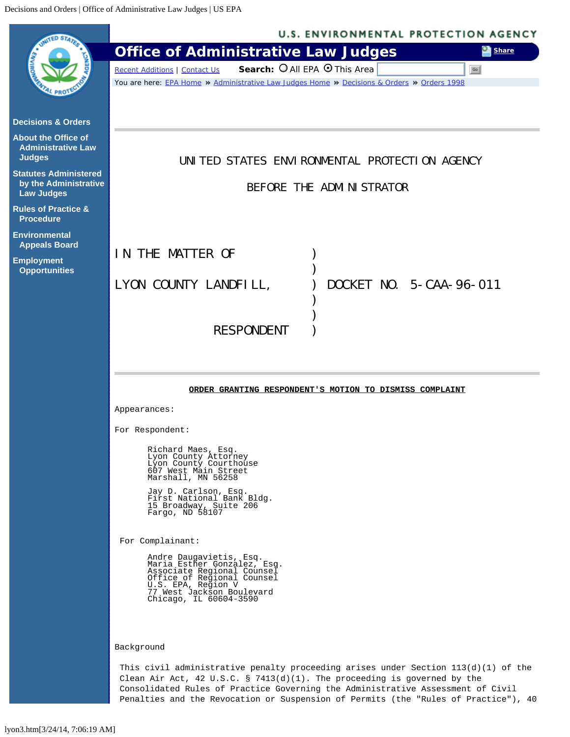UNITED STATES ENVIRONMENTAL PROTECTION AGENCY

BEFORE THE ADMINISTRATOR

| | | |
|---|---|---|
| IN THE MATTER OF | ) | |
| | ) | |
| LYON COUNTY LANDFILL, | ) | DOCKET NO. 5-CAA-96-011 |
| | ) | |
| | ) | |
| RESPONDENT | ) | |

**ORDER GRANTING RESPONDENT'S MOTION TO DISMISS COMPLAINT**

Appearances:

For Respondent:

Richard Maes, Esq.
Lyon County Attorney
Lyon County Courthouse
607 West Main Street
Marshall, MN 56258

Jay D. Carlson, Esq.
First National Bank Bldg.
15 Broadway, Suite 206
Fargo, ND 58107

For Complainant:

Andre Daugavietis, Esq.
Maria Esther Gonzalez, Esq.
Associate Regional Counsel
Office of Regional Counsel
U.S. EPA, Region V
77 West Jackson Boulevard
Chicago, IL 60604-3590

Background

This civil administrative penalty proceeding arises under Section 113(d)(1) of the Clean Air Act, 42 U.S.C. § 7413(d)(1). The proceeding is governed by the Consolidated Rules of Practice Governing the Administrative Assessment of Civil Penalties and the Revocation or Suspension of Permits (the "Rules of Practice"), 40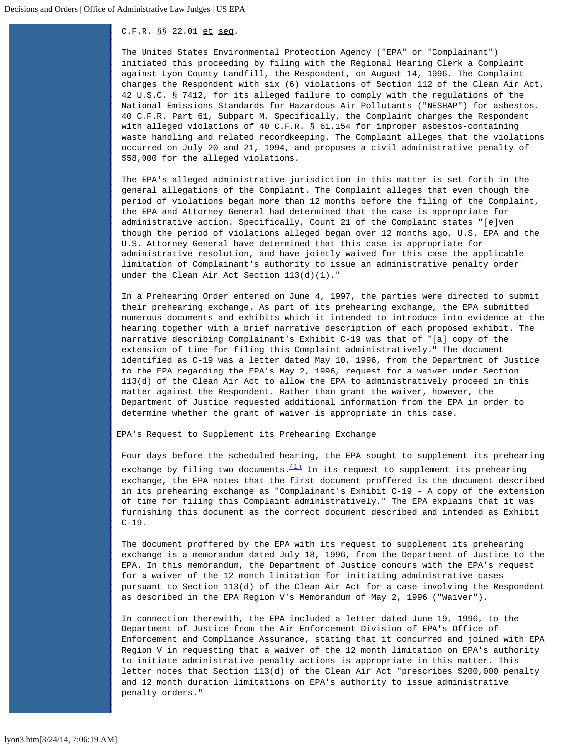C.F.R. §§ 22.01 *et seq*.

The United States Environmental Protection Agency ("EPA" or "Complainant") initiated this proceeding by filing with the Regional Hearing Clerk a Complaint against Lyon County Landfill, the Respondent, on August 14, 1996. The Complaint charges the Respondent with six (6) violations of Section 112 of the Clean Air Act, 42 U.S.C. § 7412, for its alleged failure to comply with the regulations of the National Emissions Standards for Hazardous Air Pollutants ("NESHAP") for asbestos. 40 C.F.R. Part 61, Subpart M. Specifically, the Complaint charges the Respondent with alleged violations of 40 C.F.R. § 61.154 for improper asbestos-containing waste handling and related recordkeeping. The Complaint alleges that the violations occurred on July 20 and 21, 1994, and proposes a civil administrative penalty of $58,000 for the alleged violations.

The EPA's alleged administrative jurisdiction in this matter is set forth in the general allegations of the Complaint. The Complaint alleges that even though the period of violations began more than 12 months before the filing of the Complaint, the EPA and Attorney General had determined that the case is appropriate for administrative action. Specifically, Count 21 of the Complaint states "[e]ven though the period of violations alleged began over 12 months ago, U.S. EPA and the U.S. Attorney General have determined that this case is appropriate for administrative resolution, and have jointly waived for this case the applicable limitation of Complainant's authority to issue an administrative penalty order under the Clean Air Act Section 113(d)(1)."

In a Prehearing Order entered on June 4, 1997, the parties were directed to submit their prehearing exchange. As part of its prehearing exchange, the EPA submitted numerous documents and exhibits which it intended to introduce into evidence at the hearing together with a brief narrative description of each proposed exhibit. The narrative describing Complainant's Exhibit C-19 was that of "[a] copy of the extension of time for filing this Complaint administratively." The document identified as C-19 was a letter dated May 10, 1996, from the Department of Justice to the EPA regarding the EPA's May 2, 1996, request for a waiver under Section 113(d) of the Clean Air Act to allow the EPA to administratively proceed in this matter against the Respondent. Rather than grant the waiver, however, the Department of Justice requested additional information from the EPA in order to determine whether the grant of waiver is appropriate in this case.

EPA's Request to Supplement its Prehearing Exchange

Four days before the scheduled hearing, the EPA sought to supplement its prehearing exchange by filing two documents.[(1)] In its request to supplement its prehearing exchange, the EPA notes that the first document proffered is the document described in its prehearing exchange as "Complainant's Exhibit C-19 - A copy of the extension of time for filing this Complaint administratively." The EPA explains that it was furnishing this document as the correct document described and intended as Exhibit C-19.

The document proffered by the EPA with its request to supplement its prehearing exchange is a memorandum dated July 18, 1996, from the Department of Justice to the EPA. In this memorandum, the Department of Justice concurs with the EPA's request for a waiver of the 12 month limitation for initiating administrative cases pursuant to Section 113(d) of the Clean Air Act for a case involving the Respondent as described in the EPA Region V's Memorandum of May 2, 1996 ("Waiver").

In connection therewith, the EPA included a letter dated June 19, 1996, to the Department of Justice from the Air Enforcement Division of EPA's Office of Enforcement and Compliance Assurance, stating that it concurred and joined with EPA Region V in requesting that a waiver of the 12 month limitation on EPA's authority to initiate administrative penalty actions is appropriate in this matter. This letter notes that Section 113(d) of the Clean Air Act "prescribes $200,000 penalty and 12 month duration limitations on EPA's authority to issue administrative penalty orders."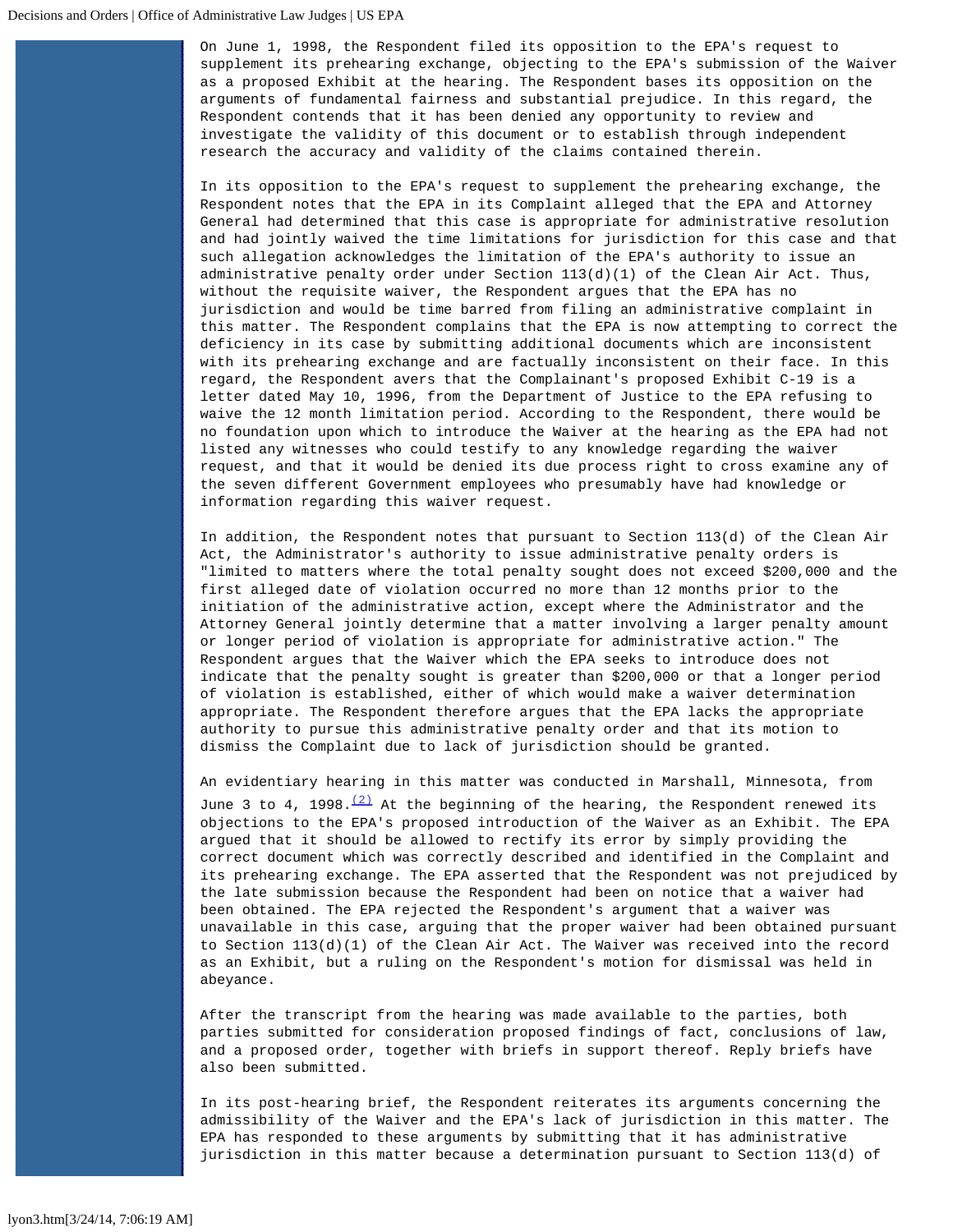On June 1, 1998, the Respondent filed its opposition to the EPA's request to supplement its prehearing exchange, objecting to the EPA's submission of the Waiver as a proposed Exhibit at the hearing. The Respondent bases its opposition on the arguments of fundamental fairness and substantial prejudice. In this regard, the Respondent contends that it has been denied any opportunity to review and investigate the validity of this document or to establish through independent research the accuracy and validity of the claims contained therein.

In its opposition to the EPA's request to supplement the prehearing exchange, the Respondent notes that the EPA in its Complaint alleged that the EPA and Attorney General had determined that this case is appropriate for administrative resolution and had jointly waived the time limitations for jurisdiction for this case and that such allegation acknowledges the limitation of the EPA's authority to issue an administrative penalty order under Section 113(d)(1) of the Clean Air Act. Thus, without the requisite waiver, the Respondent argues that the EPA has no jurisdiction and would be time barred from filing an administrative complaint in this matter. The Respondent complains that the EPA is now attempting to correct the deficiency in its case by submitting additional documents which are inconsistent with its prehearing exchange and are factually inconsistent on their face. In this regard, the Respondent avers that the Complainant's proposed Exhibit C-19 is a letter dated May 10, 1996, from the Department of Justice to the EPA refusing to waive the 12 month limitation period. According to the Respondent, there would be no foundation upon which to introduce the Waiver at the hearing as the EPA had not listed any witnesses who could testify to any knowledge regarding the waiver request, and that it would be denied its due process right to cross examine any of the seven different Government employees who presumably have had knowledge or information regarding this waiver request.

In addition, the Respondent notes that pursuant to Section 113(d) of the Clean Air Act, the Administrator's authority to issue administrative penalty orders is "limited to matters where the total penalty sought does not exceed $200,000 and the first alleged date of violation occurred no more than 12 months prior to the initiation of the administrative action, except where the Administrator and the Attorney General jointly determine that a matter involving a larger penalty amount or longer period of violation is appropriate for administrative action." The Respondent argues that the Waiver which the EPA seeks to introduce does not indicate that the penalty sought is greater than $200,000 or that a longer period of violation is established, either of which would make a waiver determination appropriate. The Respondent therefore argues that the EPA lacks the appropriate authority to pursue this administrative penalty order and that its motion to dismiss the Complaint due to lack of jurisdiction should be granted.

An evidentiary hearing in this matter was conducted in Marshall, Minnesota, from June 3 to 4, 1998.[(2)] At the beginning of the hearing, the Respondent renewed its objections to the EPA's proposed introduction of the Waiver as an Exhibit. The EPA argued that it should be allowed to rectify its error by simply providing the correct document which was correctly described and identified in the Complaint and its prehearing exchange. The EPA asserted that the Respondent was not prejudiced by the late submission because the Respondent had been on notice that a waiver had been obtained. The EPA rejected the Respondent's argument that a waiver was unavailable in this case, arguing that the proper waiver had been obtained pursuant to Section 113(d)(1) of the Clean Air Act. The Waiver was received into the record as an Exhibit, but a ruling on the Respondent's motion for dismissal was held in abeyance.

After the transcript from the hearing was made available to the parties, both parties submitted for consideration proposed findings of fact, conclusions of law, and a proposed order, together with briefs in support thereof. Reply briefs have also been submitted.

In its post-hearing brief, the Respondent reiterates its arguments concerning the admissibility of the Waiver and the EPA's lack of jurisdiction in this matter. The EPA has responded to these arguments by submitting that it has administrative jurisdiction in this matter because a determination pursuant to Section 113(d) of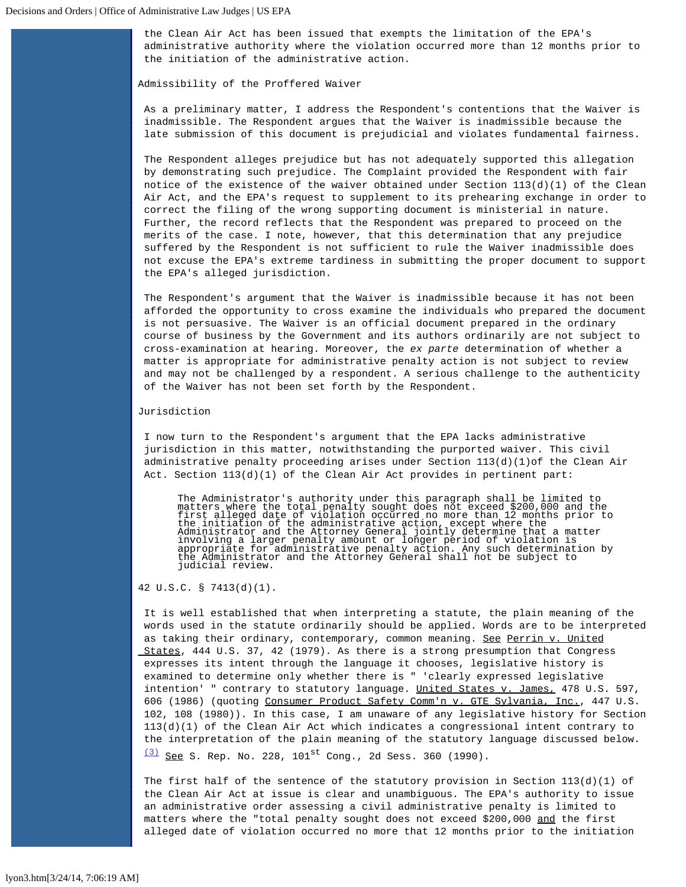the Clean Air Act has been issued that exempts the limitation of the EPA's administrative authority where the violation occurred more than 12 months prior to the initiation of the administrative action.

## Admissibility of the Proffered Waiver

As a preliminary matter, I address the Respondent's contentions that the Waiver is inadmissible. The Respondent argues that the Waiver is inadmissible because the late submission of this document is prejudicial and violates fundamental fairness.

The Respondent alleges prejudice but has not adequately supported this allegation by demonstrating such prejudice. The Complaint provided the Respondent with fair notice of the existence of the waiver obtained under Section 113(d)(1) of the Clean Air Act, and the EPA's request to supplement to its prehearing exchange in order to correct the filing of the wrong supporting document is ministerial in nature. Further, the record reflects that the Respondent was prepared to proceed on the merits of the case. I note, however, that this determination that any prejudice suffered by the Respondent is not sufficient to rule the Waiver inadmissible does not excuse the EPA's extreme tardiness in submitting the proper document to support the EPA's alleged jurisdiction.

The Respondent's argument that the Waiver is inadmissible because it has not been afforded the opportunity to cross examine the individuals who prepared the document is not persuasive. The Waiver is an official document prepared in the ordinary course of business by the Government and its authors ordinarily are not subject to cross-examination at hearing. Moreover, the *ex parte* determination of whether a matter is appropriate for administrative penalty action is not subject to review and may not be challenged by a respondent. A serious challenge to the authenticity of the Waiver has not been set forth by the Respondent.

## Jurisdiction

I now turn to the Respondent's argument that the EPA lacks administrative jurisdiction in this matter, notwithstanding the purported waiver. This civil administrative penalty proceeding arises under Section 113(d)(1)of the Clean Air Act. Section 113(d)(1) of the Clean Air Act provides in pertinent part:

> The Administrator's authority under this paragraph shall be limited to matters where the total penalty sought does not exceed $200,000 and the first alleged date of violation occurred no more than 12 months prior to the initiation of the administrative action, except where the Administrator and the Attorney General jointly determine that a matter involving a larger penalty amount or longer period of violation is appropriate for administrative penalty action. Any such determination by the Administrator and the Attorney General shall not be subject to judicial review.

42 U.S.C. § 7413(d)(1).

It is well established that when interpreting a statute, the plain meaning of the words used in the statute ordinarily should be applied. Words are to be interpreted as taking their ordinary, contemporary, common meaning. See Perrin v. United States, 444 U.S. 37, 42 (1979). As there is a strong presumption that Congress expresses its intent through the language it chooses, legislative history is examined to determine only whether there is " 'clearly expressed legislative intention' " contrary to statutory language. United States v. James, 478 U.S. 597, 606 (1986) (quoting Consumer Product Safety Comm'n v. GTE Sylvania, Inc., 447 U.S. 102, 108 (1980)). In this case, I am unaware of any legislative history for Section 113(d)(1) of the Clean Air Act which indicates a congressional intent contrary to the interpretation of the plain meaning of the statutory language discussed below. [(3)] See S. Rep. No. 228, 101st Cong., 2d Sess. 360 (1990).

The first half of the sentence of the statutory provision in Section 113(d)(1) of the Clean Air Act at issue is clear and unambiguous. The EPA's authority to issue an administrative order assessing a civil administrative penalty is limited to matters where the "total penalty sought does not exceed $200,000 and the first alleged date of violation occurred no more that 12 months prior to the initiation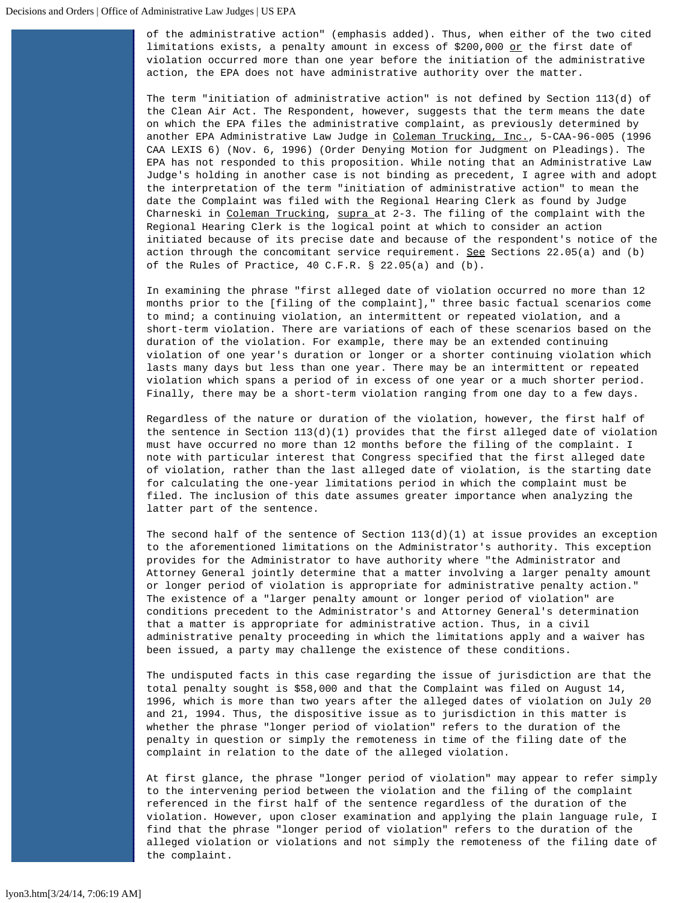of the administrative action" (emphasis added). Thus, when either of the two cited limitations exists, a penalty amount in excess of $200,000 <u>or</u> the first date of violation occurred more than one year before the initiation of the administrative action, the EPA does not have administrative authority over the matter.

The term "initiation of administrative action" is not defined by Section 113(d) of the Clean Air Act. The Respondent, however, suggests that the term means the date on which the EPA files the administrative complaint, as previously determined by another EPA Administrative Law Judge in <u>Coleman Trucking, Inc.</u>, 5-CAA-96-005 (1996 CAA LEXIS 6) (Nov. 6, 1996) (Order Denying Motion for Judgment on Pleadings). The EPA has not responded to this proposition. While noting that an Administrative Law Judge's holding in another case is not binding as precedent, I agree with and adopt the interpretation of the term "initiation of administrative action" to mean the date the Complaint was filed with the Regional Hearing Clerk as found by Judge Charneski in <u>Coleman Trucking</u>, <u>supra</u> at 2-3. The filing of the complaint with the Regional Hearing Clerk is the logical point at which to consider an action initiated because of its precise date and because of the respondent's notice of the action through the concomitant service requirement. <u>See</u> Sections 22.05(a) and (b) of the Rules of Practice, 40 C.F.R. § 22.05(a) and (b).

In examining the phrase "first alleged date of violation occurred no more than 12 months prior to the [filing of the complaint]," three basic factual scenarios come to mind; a continuing violation, an intermittent or repeated violation, and a short-term violation. There are variations of each of these scenarios based on the duration of the violation. For example, there may be an extended continuing violation of one year's duration or longer or a shorter continuing violation which lasts many days but less than one year. There may be an intermittent or repeated violation which spans a period of in excess of one year or a much shorter period. Finally, there may be a short-term violation ranging from one day to a few days.

Regardless of the nature or duration of the violation, however, the first half of the sentence in Section 113(d)(1) provides that the first alleged date of violation must have occurred no more than 12 months before the filing of the complaint. I note with particular interest that Congress specified that the first alleged date of violation, rather than the last alleged date of violation, is the starting date for calculating the one-year limitations period in which the complaint must be filed. The inclusion of this date assumes greater importance when analyzing the latter part of the sentence.

The second half of the sentence of Section 113(d)(1) at issue provides an exception to the aforementioned limitations on the Administrator's authority. This exception provides for the Administrator to have authority where "the Administrator and Attorney General jointly determine that a matter involving a larger penalty amount or longer period of violation is appropriate for administrative penalty action." The existence of a "larger penalty amount or longer period of violation" are conditions precedent to the Administrator's and Attorney General's determination that a matter is appropriate for administrative action. Thus, in a civil administrative penalty proceeding in which the limitations apply and a waiver has been issued, a party may challenge the existence of these conditions.

The undisputed facts in this case regarding the issue of jurisdiction are that the total penalty sought is $58,000 and that the Complaint was filed on August 14, 1996, which is more than two years after the alleged dates of violation on July 20 and 21, 1994. Thus, the dispositive issue as to jurisdiction in this matter is whether the phrase "longer period of violation" refers to the duration of the penalty in question or simply the remoteness in time of the filing date of the complaint in relation to the date of the alleged violation.

At first glance, the phrase "longer period of violation" may appear to refer simply to the intervening period between the violation and the filing of the complaint referenced in the first half of the sentence regardless of the duration of the violation. However, upon closer examination and applying the plain language rule, I find that the phrase "longer period of violation" refers to the duration of the alleged violation or violations and not simply the remoteness of the filing date of the complaint.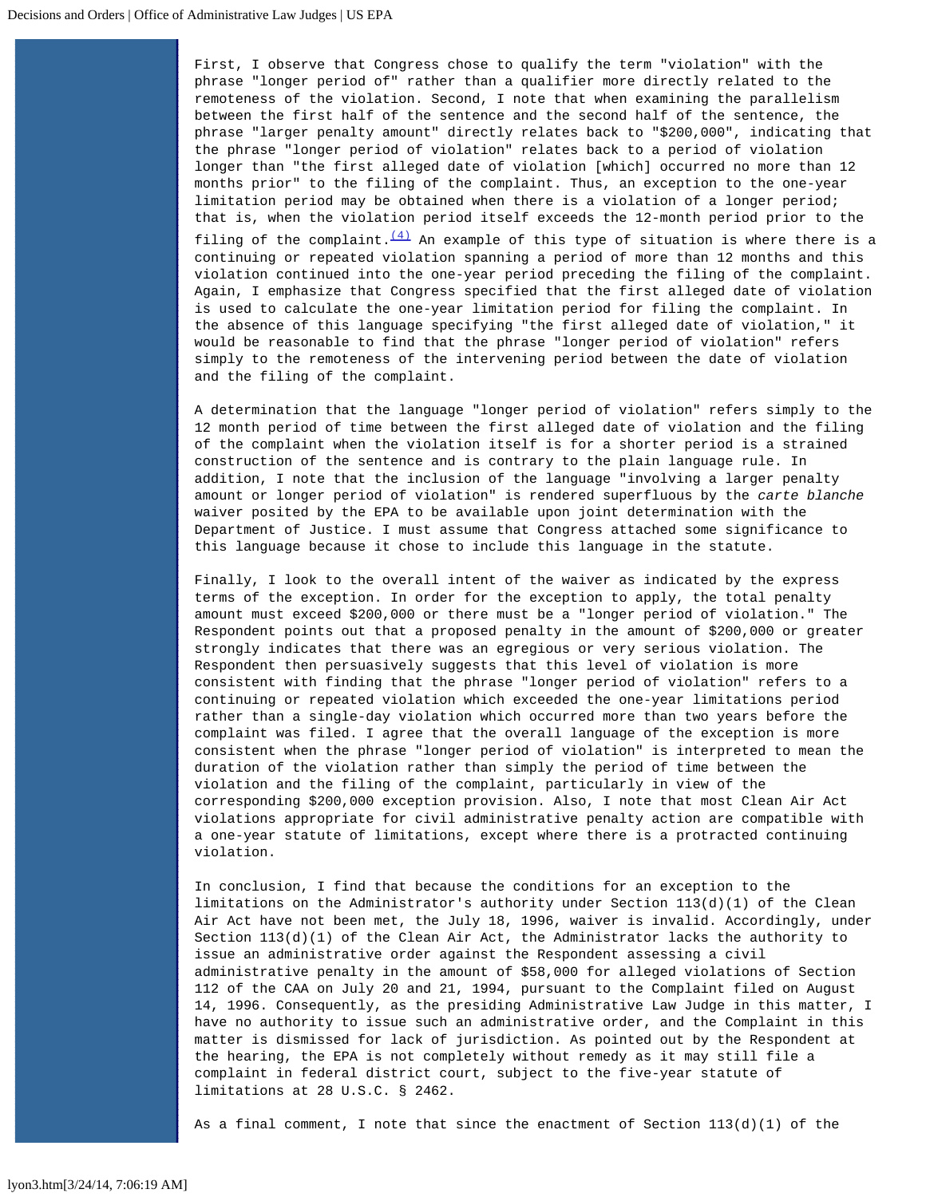First, I observe that Congress chose to qualify the term "violation" with the phrase "longer period of" rather than a qualifier more directly related to the remoteness of the violation. Second, I note that when examining the parallelism between the first half of the sentence and the second half of the sentence, the phrase "larger penalty amount" directly relates back to "$200,000", indicating that the phrase "longer period of violation" relates back to a period of violation longer than "the first alleged date of violation [which] occurred no more than 12 months prior" to the filing of the complaint. Thus, an exception to the one-year limitation period may be obtained when there is a violation of a longer period; that is, when the violation period itself exceeds the 12-month period prior to the filing of the complaint.[(4)] An example of this type of situation is where there is a continuing or repeated violation spanning a period of more than 12 months and this violation continued into the one-year period preceding the filing of the complaint. Again, I emphasize that Congress specified that the first alleged date of violation is used to calculate the one-year limitation period for filing the complaint. In the absence of this language specifying "the first alleged date of violation," it would be reasonable to find that the phrase "longer period of violation" refers simply to the remoteness of the intervening period between the date of violation and the filing of the complaint.

A determination that the language "longer period of violation" refers simply to the 12 month period of time between the first alleged date of violation and the filing of the complaint when the violation itself is for a shorter period is a strained construction of the sentence and is contrary to the plain language rule. In addition, I note that the inclusion of the language "involving a larger penalty amount or longer period of violation" is rendered superfluous by the *carte blanche* waiver posited by the EPA to be available upon joint determination with the Department of Justice. I must assume that Congress attached some significance to this language because it chose to include this language in the statute.

Finally, I look to the overall intent of the waiver as indicated by the express terms of the exception. In order for the exception to apply, the total penalty amount must exceed $200,000 or there must be a "longer period of violation." The Respondent points out that a proposed penalty in the amount of $200,000 or greater strongly indicates that there was an egregious or very serious violation. The Respondent then persuasively suggests that this level of violation is more consistent with finding that the phrase "longer period of violation" refers to a continuing or repeated violation which exceeded the one-year limitations period rather than a single-day violation which occurred more than two years before the complaint was filed. I agree that the overall language of the exception is more consistent when the phrase "longer period of violation" is interpreted to mean the duration of the violation rather than simply the period of time between the violation and the filing of the complaint, particularly in view of the corresponding $200,000 exception provision. Also, I note that most Clean Air Act violations appropriate for civil administrative penalty action are compatible with a one-year statute of limitations, except where there is a protracted continuing violation.

In conclusion, I find that because the conditions for an exception to the limitations on the Administrator's authority under Section 113(d)(1) of the Clean Air Act have not been met, the July 18, 1996, waiver is invalid. Accordingly, under Section 113(d)(1) of the Clean Air Act, the Administrator lacks the authority to issue an administrative order against the Respondent assessing a civil administrative penalty in the amount of $58,000 for alleged violations of Section 112 of the CAA on July 20 and 21, 1994, pursuant to the Complaint filed on August 14, 1996. Consequently, as the presiding Administrative Law Judge in this matter, I have no authority to issue such an administrative order, and the Complaint in this matter is dismissed for lack of jurisdiction. As pointed out by the Respondent at the hearing, the EPA is not completely without remedy as it may still file a complaint in federal district court, subject to the five-year statute of limitations at 28 U.S.C. § 2462.

As a final comment, I note that since the enactment of Section 113(d)(1) of the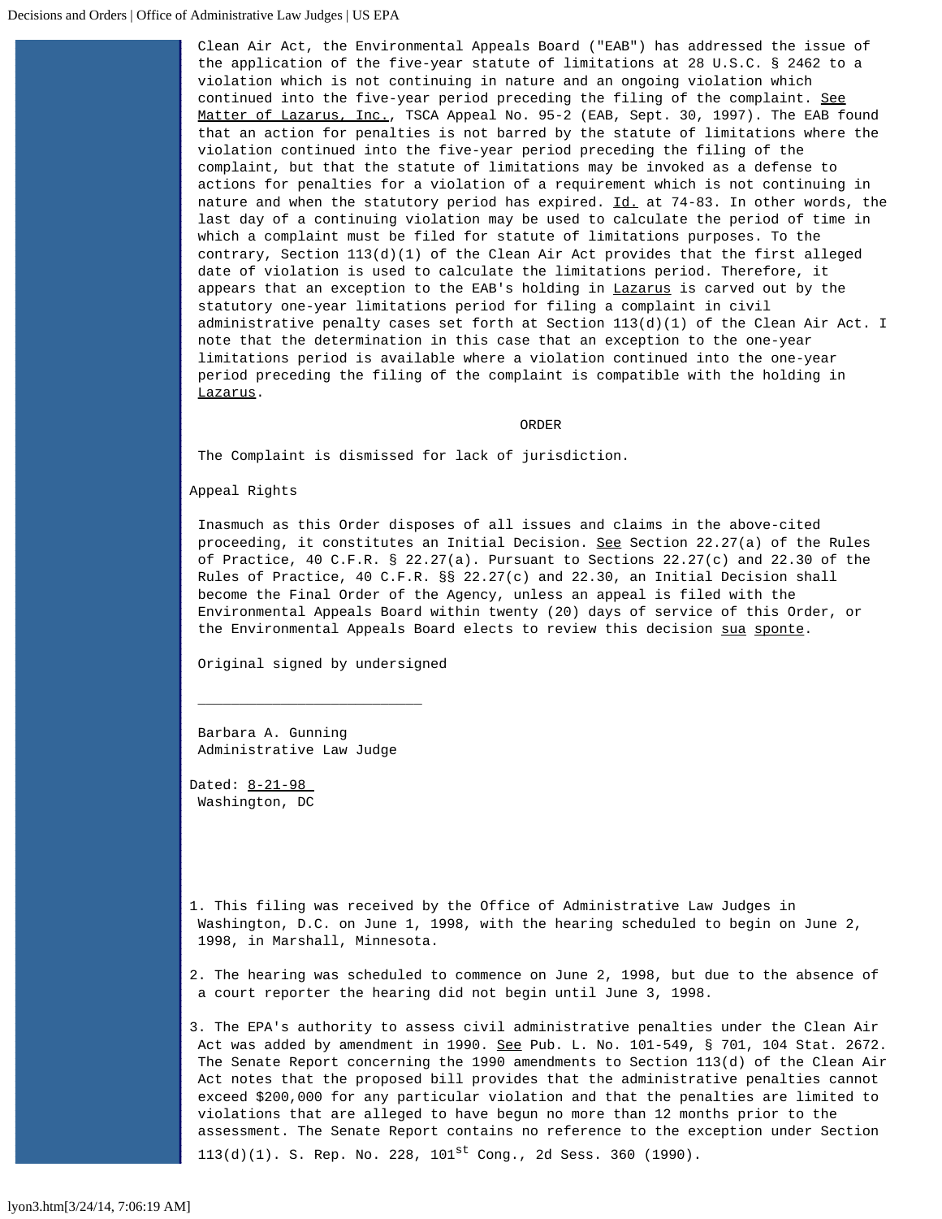Clean Air Act, the Environmental Appeals Board ("EAB") has addressed the issue of the application of the five-year statute of limitations at 28 U.S.C. § 2462 to a violation which is not continuing in nature and an ongoing violation which continued into the five-year period preceding the filing of the complaint. See Matter of Lazarus, Inc., TSCA Appeal No. 95-2 (EAB, Sept. 30, 1997). The EAB found that an action for penalties is not barred by the statute of limitations where the violation continued into the five-year period preceding the filing of the complaint, but that the statute of limitations may be invoked as a defense to actions for penalties for a violation of a requirement which is not continuing in nature and when the statutory period has expired. Id. at 74-83. In other words, the last day of a continuing violation may be used to calculate the period of time in which a complaint must be filed for statute of limitations purposes. To the contrary, Section 113(d)(1) of the Clean Air Act provides that the first alleged date of violation is used to calculate the limitations period. Therefore, it appears that an exception to the EAB's holding in Lazarus is carved out by the statutory one-year limitations period for filing a complaint in civil administrative penalty cases set forth at Section 113(d)(1) of the Clean Air Act. I note that the determination in this case that an exception to the one-year limitations period is available where a violation continued into the one-year period preceding the filing of the complaint is compatible with the holding in Lazarus.

ORDER

The Complaint is dismissed for lack of jurisdiction.

Appeal Rights

Inasmuch as this Order disposes of all issues and claims in the above-cited proceeding, it constitutes an Initial Decision. See Section 22.27(a) of the Rules of Practice, 40 C.F.R. § 22.27(a). Pursuant to Sections 22.27(c) and 22.30 of the Rules of Practice, 40 C.F.R. §§ 22.27(c) and 22.30, an Initial Decision shall become the Final Order of the Agency, unless an appeal is filed with the Environmental Appeals Board within twenty (20) days of service of this Order, or the Environmental Appeals Board elects to review this decision sua sponte.

Original signed by undersigned

\_\_\_\_\_\_\_\_\_\_\_\_\_\_\_\_\_\_\_\_\_\_\_\_\_\_\_

Barbara A. Gunning
Administrative Law Judge

Dated: 8-21-98
Washington, DC

1. This filing was received by the Office of Administrative Law Judges in Washington, D.C. on June 1, 1998, with the hearing scheduled to begin on June 2, 1998, in Marshall, Minnesota.

2. The hearing was scheduled to commence on June 2, 1998, but due to the absence of a court reporter the hearing did not begin until June 3, 1998.

3. The EPA's authority to assess civil administrative penalties under the Clean Air Act was added by amendment in 1990. See Pub. L. No. 101-549, § 701, 104 Stat. 2672. The Senate Report concerning the 1990 amendments to Section 113(d) of the Clean Air Act notes that the proposed bill provides that the administrative penalties cannot exceed $200,000 for any particular violation and that the penalties are limited to violations that are alleged to have begun no more than 12 months prior to the assessment. The Senate Report contains no reference to the exception under Section 113(d)(1). S. Rep. No. 228, 101st Cong., 2d Sess. 360 (1990).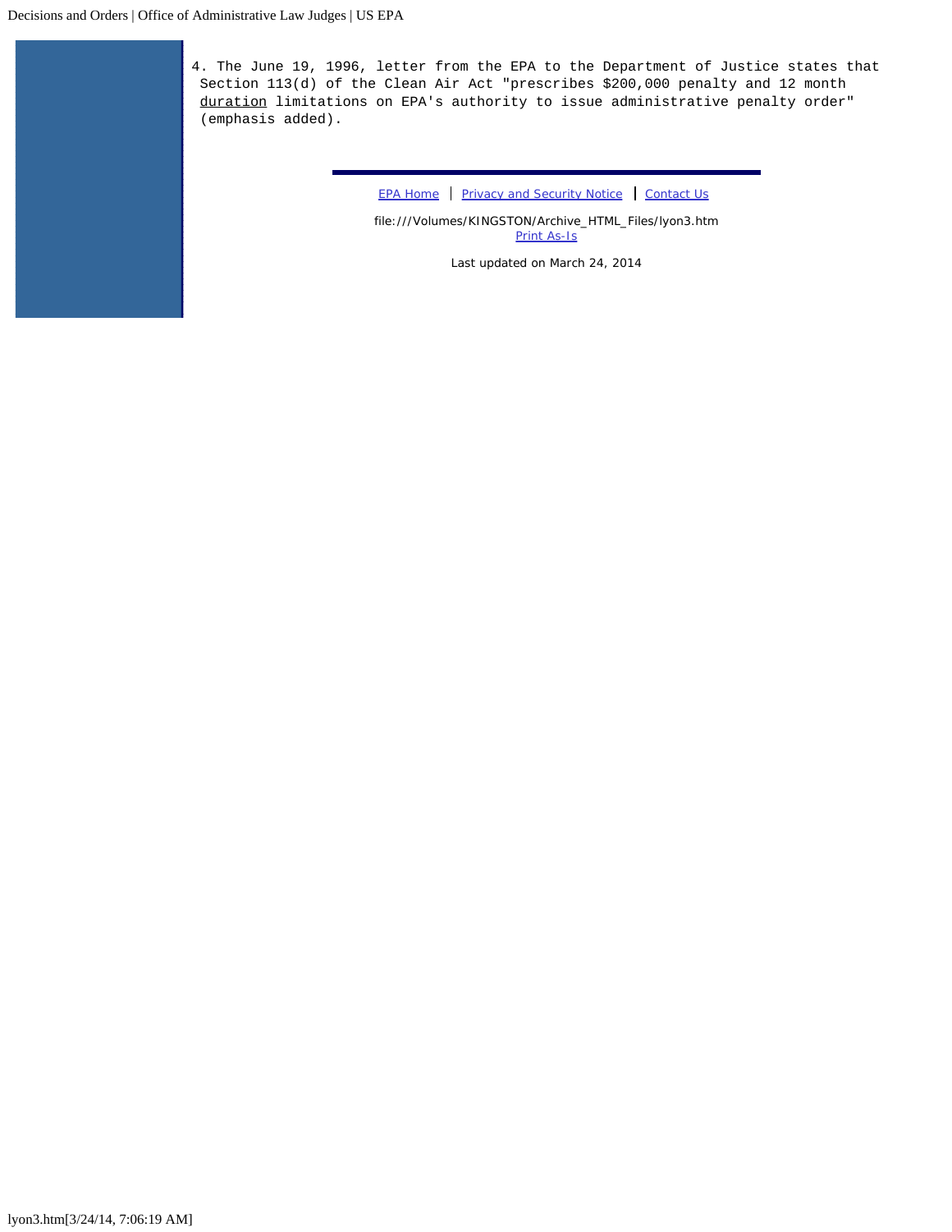4. The June 19, 1996, letter from the EPA to the Department of Justice states that Section 113(d) of the Clean Air Act "prescribes $200,000 penalty and 12 month <u>duration</u> limitations on EPA's authority to issue administrative penalty order" (emphasis added).